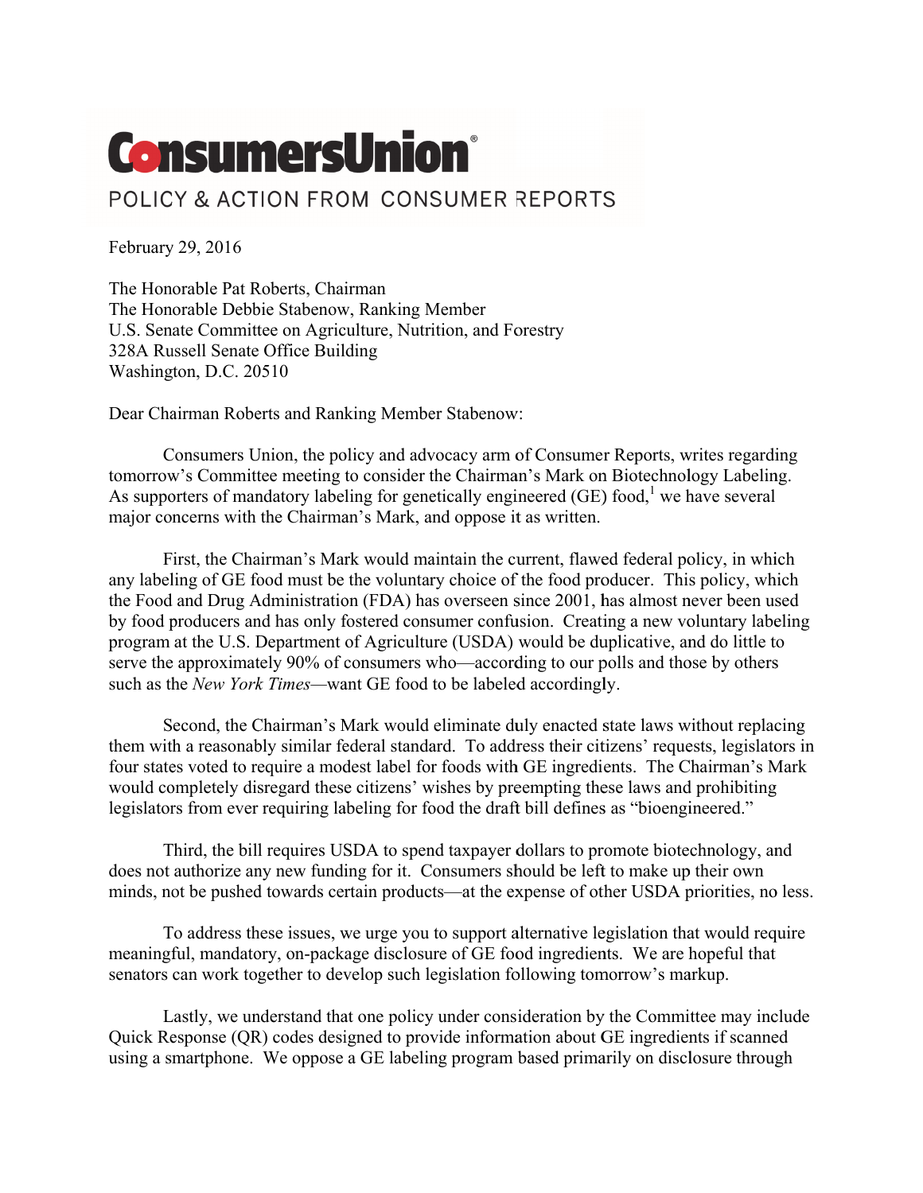**ConsumersUnion**

POLICY & ACTION FROM CONSUMER REPORTS

February 29, 2016

The Honorable Pat Roberts, Chairman
The Honorable Debbie Stabenow, Ranking Member
U.S. Senate Committee on Agriculture, Nutrition, and Forestry
328A Russell Senate Office Building
Washington, D.C. 20510

Dear Chairman Roberts and Ranking Member Stabenow:

Consumers Union, the policy and advocacy arm of Consumer Reports, writes regarding tomorrow's Committee meeting to consider the Chairman's Mark on Biotechnology Labeling. As supporters of mandatory labeling for genetically engineered (GE) food,[1] we have several major concerns with the Chairman's Mark, and oppose it as written.

First, the Chairman's Mark would maintain the current, flawed federal policy, in which any labeling of GE food must be the voluntary choice of the food producer. This policy, which the Food and Drug Administration (FDA) has overseen since 2001, has almost never been used by food producers and has only fostered consumer confusion. Creating a new voluntary labeling program at the U.S. Department of Agriculture (USDA) would be duplicative, and do little to serve the approximately 90% of consumers who—according to our polls and those by others such as the *New York Times*—want GE food to be labeled accordingly.

Second, the Chairman's Mark would eliminate duly enacted state laws without replacing them with a reasonably similar federal standard. To address their citizens' requests, legislators in four states voted to require a modest label for foods with GE ingredients. The Chairman's Mark would completely disregard these citizens' wishes by preempting these laws and prohibiting legislators from ever requiring labeling for food the draft bill defines as "bioengineered."

Third, the bill requires USDA to spend taxpayer dollars to promote biotechnology, and does not authorize any new funding for it. Consumers should be left to make up their own minds, not be pushed towards certain products—at the expense of other USDA priorities, no less.

To address these issues, we urge you to support alternative legislation that would require meaningful, mandatory, on-package disclosure of GE food ingredients. We are hopeful that senators can work together to develop such legislation following tomorrow's markup.

Lastly, we understand that one policy under consideration by the Committee may include Quick Response (QR) codes designed to provide information about GE ingredients if scanned using a smartphone. We oppose a GE labeling program based primarily on disclosure through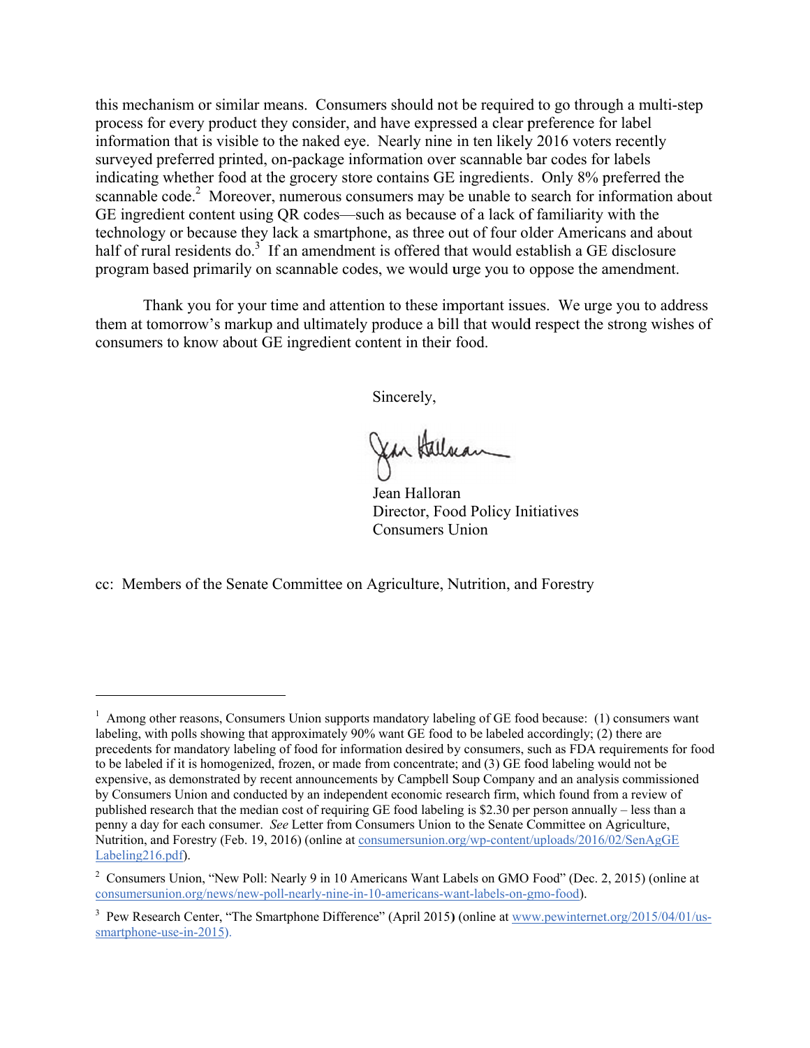this mechanism or similar means. Consumers should not be required to go through a multi-step process for every product they consider, and have expressed a clear preference for label information that is visible to the naked eye. Nearly nine in ten likely 2016 voters recently surveyed preferred printed, on-package information over scannable bar codes for labels indicating whether food at the grocery store contains GE ingredients. Only 8% preferred the scannable code.[2] Moreover, numerous consumers may be unable to search for information about GE ingredient content using QR codes—such as because of a lack of familiarity with the technology or because they lack a smartphone, as three out of four older Americans and about half of rural residents do.[3] If an amendment is offered that would establish a GE disclosure program based primarily on scannable codes, we would urge you to oppose the amendment.

Thank you for your time and attention to these important issues. We urge you to address them at tomorrow's markup and ultimately produce a bill that would respect the strong wishes of consumers to know about GE ingredient content in their food.

Sincerely,

Jean Halloran
Director, Food Policy Initiatives
Consumers Union

cc: Members of the Senate Committee on Agriculture, Nutrition, and Forestry

---

[1] Among other reasons, Consumers Union supports mandatory labeling of GE food because: (1) consumers want labeling, with polls showing that approximately 90% want GE food to be labeled accordingly; (2) there are precedents for mandatory labeling of food for information desired by consumers, such as FDA requirements for food to be labeled if it is homogenized, frozen, or made from concentrate; and (3) GE food labeling would not be expensive, as demonstrated by recent announcements by Campbell Soup Company and an analysis commissioned by Consumers Union and conducted by an independent economic research firm, which found from a review of published research that the median cost of requiring GE food labeling is $2.30 per person annually – less than a penny a day for each consumer. *See* Letter from Consumers Union to the Senate Committee on Agriculture, Nutrition, and Forestry (Feb. 19, 2016) (online at consumersunion.org/wp-content/uploads/2016/02/SenAgGE Labeling216.pdf).

[2] Consumers Union, "New Poll: Nearly 9 in 10 Americans Want Labels on GMO Food" (Dec. 2, 2015) (online at consumersunion.org/news/new-poll-nearly-nine-in-10-americans-want-labels-on-gmo-food).

[3] Pew Research Center, "The Smartphone Difference" (April 2015) (online at www.pewinternet.org/2015/04/01/us-smartphone-use-in-2015).